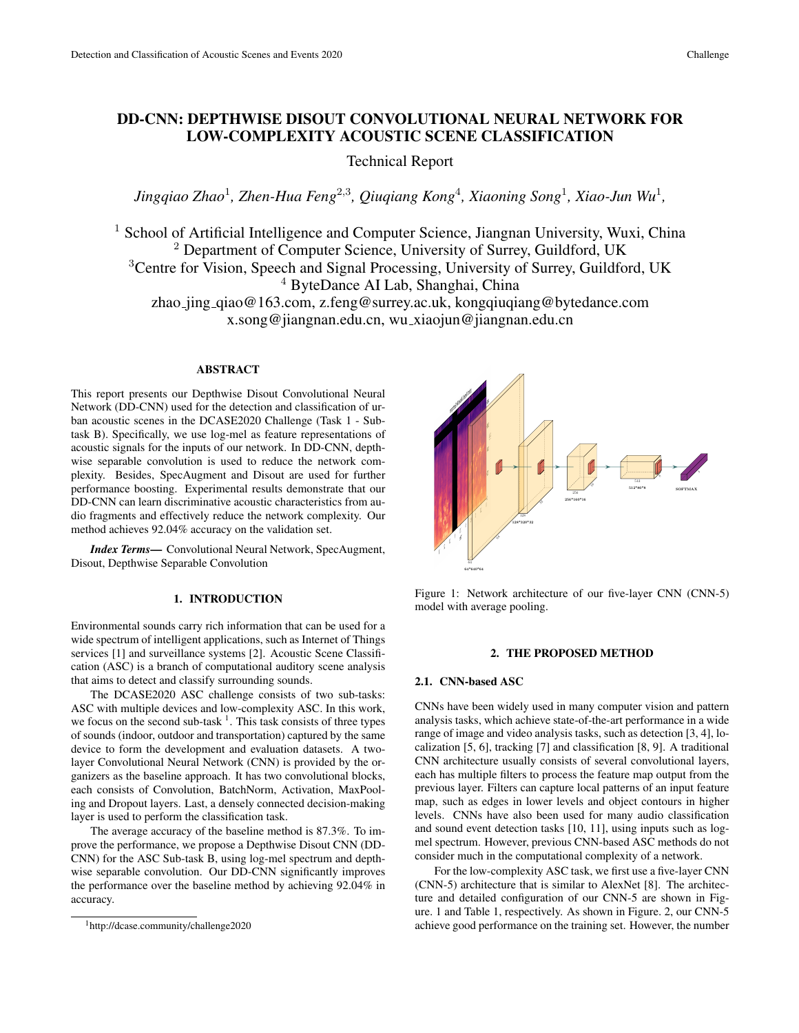# DD-CNN: DEPTHWISE DISOUT CONVOLUTIONAL NEURAL NETWORK FOR LOW-COMPLEXITY ACOUSTIC SCENE CLASSIFICATION

Technical Report

*Jingqiao Zhao[1], Zhen-Hua Feng[2,3], Qiuqiang Kong[4], Xiaoning Song[1], Xiao-Jun Wu[1],*

[1] School of Artificial Intelligence and Computer Science, Jiangnan University, Wuxi, China
[2] Department of Computer Science, University of Surrey, Guildford, UK
[3] Centre for Vision, Speech and Signal Processing, University of Surrey, Guildford, UK
[4] ByteDance AI Lab, Shanghai, China
zhao_jing_qiao@163.com, z.feng@surrey.ac.uk, kongqiuqiang@bytedance.com
x.song@jiangnan.edu.cn, wu_xiaojun@jiangnan.edu.cn

## ABSTRACT

This report presents our Depthwise Disout Convolutional Neural Network (DD-CNN) used for the detection and classification of urban acoustic scenes in the DCASE2020 Challenge (Task 1 - Subtask B). Specifically, we use log-mel as feature representations of acoustic signals for the inputs of our network. In DD-CNN, depthwise separable convolution is used to reduce the network complexity. Besides, SpecAugment and Disout are used for further performance boosting. Experimental results demonstrate that our DD-CNN can learn discriminative acoustic characteristics from audio fragments and effectively reduce the network complexity. Our method achieves 92.04% accuracy on the validation set.

***Index Terms*—** Convolutional Neural Network, SpecAugment, Disout, Depthwise Separable Convolution

## 1. INTRODUCTION

Environmental sounds carry rich information that can be used for a wide spectrum of intelligent applications, such as Internet of Things services [1] and surveillance systems [2]. Acoustic Scene Classification (ASC) is a branch of computational auditory scene analysis that aims to detect and classify surrounding sounds.

The DCASE2020 ASC challenge consists of two sub-tasks: ASC with multiple devices and low-complexity ASC. In this work, we focus on the second sub-task [1]. This task consists of three types of sounds (indoor, outdoor and transportation) captured by the same device to form the development and evaluation datasets. A two-layer Convolutional Neural Network (CNN) is provided by the organizers as the baseline approach. It has two convolutional blocks, each consists of Convolution, BatchNorm, Activation, MaxPooling and Dropout layers. Last, a densely connected decision-making layer is used to perform the classification task.

The average accuracy of the baseline method is 87.3%. To improve the performance, we propose a Depthwise Disout CNN (DD-CNN) for the ASC Sub-task B, using log-mel spectrum and depthwise separable convolution. Our DD-CNN significantly improves the performance over the baseline method by achieving 92.04% in accuracy.

[1] http://dcase.community/challenge2020

Figure 1: Network architecture of our five-layer CNN (CNN-5) model with average pooling.

## 2. THE PROPOSED METHOD

### 2.1. CNN-based ASC

CNNs have been widely used in many computer vision and pattern analysis tasks, which achieve state-of-the-art performance in a wide range of image and video analysis tasks, such as detection [3, 4], localization [5, 6], tracking [7] and classification [8, 9]. A traditional CNN architecture usually consists of several convolutional layers, each has multiple filters to process the feature map output from the previous layer. Filters can capture local patterns of an input feature map, such as edges in lower levels and object contours in higher levels. CNNs have also been used for many audio classification and sound event detection tasks [10, 11], using inputs such as log-mel spectrum. However, previous CNN-based ASC methods do not consider much in the computational complexity of a network.

For the low-complexity ASC task, we first use a five-layer CNN (CNN-5) architecture that is similar to AlexNet [8]. The architecture and detailed configuration of our CNN-5 are shown in Figure. 1 and Table 1, respectively. As shown in Figure. 2, our CNN-5 achieve good performance on the training set. However, the number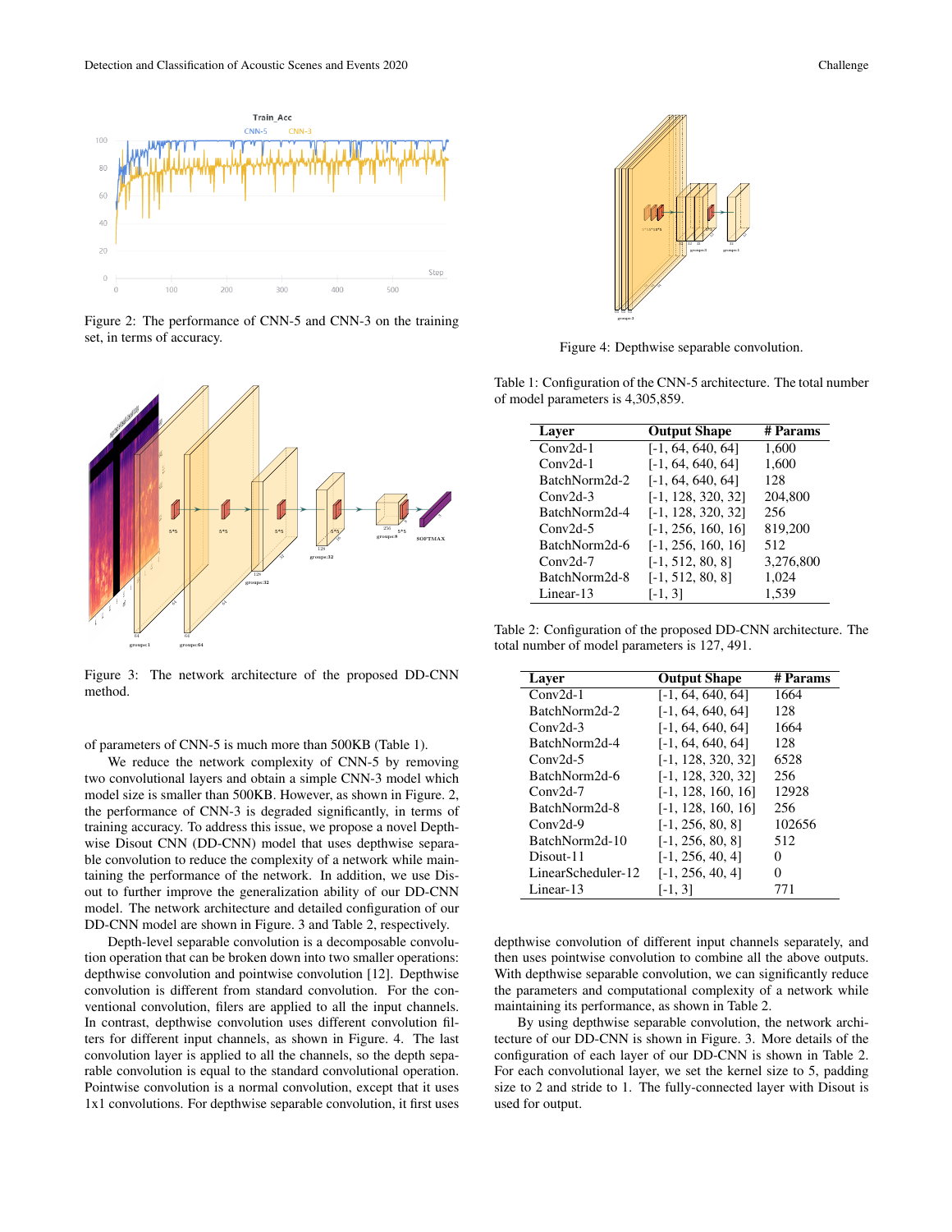Figure 2: The performance of CNN-5 and CNN-3 on the training set, in terms of accuracy.

Figure 3: The network architecture of the proposed DD-CNN method.

of parameters of CNN-5 is much more than 500KB (Table 1).

We reduce the network complexity of CNN-5 by removing two convolutional layers and obtain a simple CNN-3 model which model size is smaller than 500KB. However, as shown in Figure. 2, the performance of CNN-3 is degraded significantly, in terms of training accuracy. To address this issue, we propose a novel Depthwise Disout CNN (DD-CNN) model that uses depthwise separable convolution to reduce the complexity of a network while maintaining the performance of the network. In addition, we use Disout to further improve the generalization ability of our DD-CNN model. The network architecture and detailed configuration of our DD-CNN model are shown in Figure. 3 and Table 2, respectively.

Depth-level separable convolution is a decomposable convolution operation that can be broken down into two smaller operations: depthwise convolution and pointwise convolution [12]. Depthwise convolution is different from standard convolution. For the conventional convolution, filers are applied to all the input channels. In contrast, depthwise convolution uses different convolution filters for different input channels, as shown in Figure. 4. The last convolution layer is applied to all the channels, so the depth separable convolution is equal to the standard convolutional operation. Pointwise convolution is a normal convolution, except that it uses 1x1 convolutions. For depthwise separable convolution, it first uses depthwise convolution of different input channels separately, and then uses pointwise convolution to combine all the above outputs. With depthwise separable convolution, we can significantly reduce the parameters and computational complexity of a network while maintaining its performance, as shown in Table 2.

By using depthwise separable convolution, the network architecture of our DD-CNN is shown in Figure. 3. More details of the configuration of each layer of our DD-CNN is shown in Table 2. For each convolutional layer, we set the kernel size to 5, padding size to 2 and stride to 1. The fully-connected layer with Disout is used for output.

Figure 4: Depthwise separable convolution.

Table 1: Configuration of the CNN-5 architecture. The total number of model parameters is 4,305,859.

| Layer | Output Shape | # Params |
|---|---|---|
| Conv2d-1 | [-1, 64, 640, 64] | 1,600 |
| Conv2d-1 | [-1, 64, 640, 64] | 1,600 |
| BatchNorm2d-2 | [-1, 64, 640, 64] | 128 |
| Conv2d-3 | [-1, 128, 320, 32] | 204,800 |
| BatchNorm2d-4 | [-1, 128, 320, 32] | 256 |
| Conv2d-5 | [-1, 256, 160, 16] | 819,200 |
| BatchNorm2d-6 | [-1, 256, 160, 16] | 512 |
| Conv2d-7 | [-1, 512, 80, 8] | 3,276,800 |
| BatchNorm2d-8 | [-1, 512, 80, 8] | 1,024 |
| Linear-13 | [-1, 3] | 1,539 |

Table 2: Configuration of the proposed DD-CNN architecture. The total number of model parameters is 127, 491.

| Layer | Output Shape | # Params |
|---|---|---|
| Conv2d-1 | [-1, 64, 640, 64] | 1664 |
| BatchNorm2d-2 | [-1, 64, 640, 64] | 128 |
| Conv2d-3 | [-1, 64, 640, 64] | 1664 |
| BatchNorm2d-4 | [-1, 64, 640, 64] | 128 |
| Conv2d-5 | [-1, 128, 320, 32] | 6528 |
| BatchNorm2d-6 | [-1, 128, 320, 32] | 256 |
| Conv2d-7 | [-1, 128, 160, 16] | 12928 |
| BatchNorm2d-8 | [-1, 128, 160, 16] | 256 |
| Conv2d-9 | [-1, 256, 80, 8] | 102656 |
| BatchNorm2d-10 | [-1, 256, 80, 8] | 512 |
| Disout-11 | [-1, 256, 40, 4] | 0 |
| LinearScheduler-12 | [-1, 256, 40, 4] | 0 |
| Linear-13 | [-1, 3] | 771 |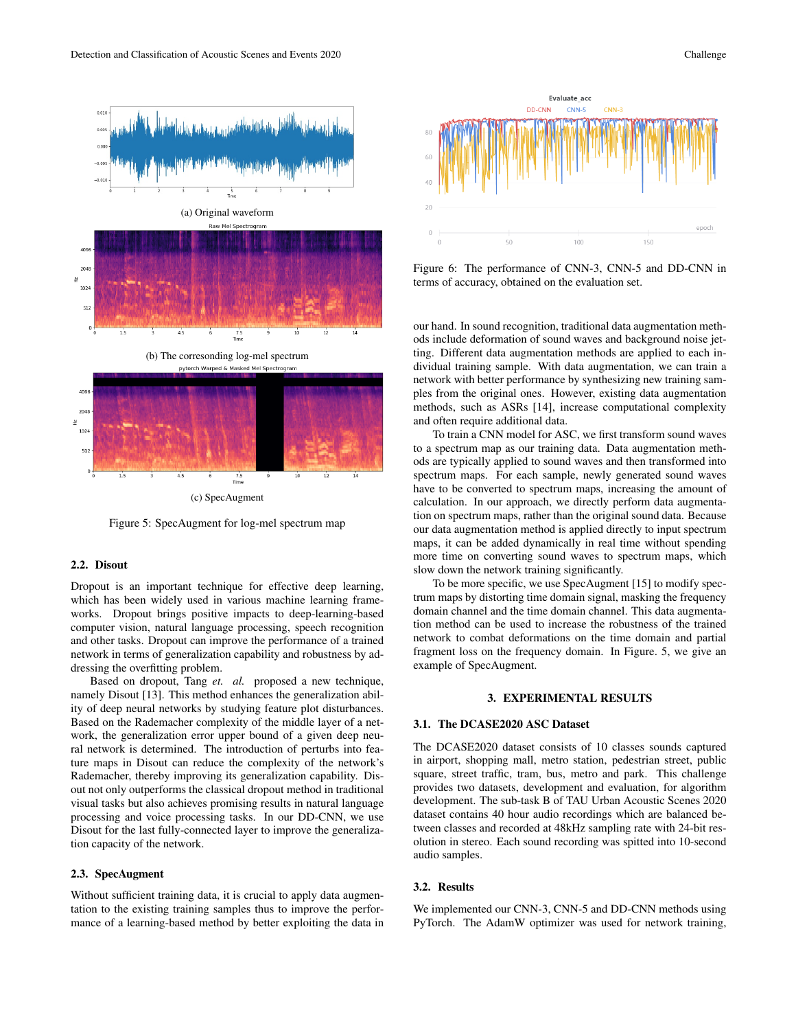(a) Original waveform

(b) The corresonding log-mel spectrum

(c) SpecAugment

Figure 5: SpecAugment for log-mel spectrum map

### 2.2. Disout

Dropout is an important technique for effective deep learning, which has been widely used in various machine learning frameworks. Dropout brings positive impacts to deep-learning-based computer vision, natural language processing, speech recognition and other tasks. Dropout can improve the performance of a trained network in terms of generalization capability and robustness by addressing the overfitting problem.

Based on dropout, Tang *et. al.* proposed a new technique, namely Disout [13]. This method enhances the generalization ability of deep neural networks by studying feature plot disturbances. Based on the Rademacher complexity of the middle layer of a network, the generalization error upper bound of a given deep neural network is determined. The introduction of perturbs into feature maps in Disout can reduce the complexity of the network's Rademacher, thereby improving its generalization capability. Disout not only outperforms the classical dropout method in traditional visual tasks but also achieves promising results in natural language processing and voice processing tasks. In our DD-CNN, we use Disout for the last fully-connected layer to improve the generalization capacity of the network.

### 2.3. SpecAugment

Without sufficient training data, it is crucial to apply data augmentation to the existing training samples thus to improve the performance of a learning-based method by better exploiting the data in our hand. In sound recognition, traditional data augmentation methods include deformation of sound waves and background noise jetting. Different data augmentation methods are applied to each individual training sample. With data augmentation, we can train a network with better performance by synthesizing new training samples from the original ones. However, existing data augmentation methods, such as ASRs [14], increase computational complexity and often require additional data.

To train a CNN model for ASC, we first transform sound waves to a spectrum map as our training data. Data augmentation methods are typically applied to sound waves and then transformed into spectrum maps. For each sample, newly generated sound waves have to be converted to spectrum maps, increasing the amount of calculation. In our approach, we directly perform data augmentation on spectrum maps, rather than the original sound data. Because our data augmentation method is applied directly to input spectrum maps, it can be added dynamically in real time without spending more time on converting sound waves to spectrum maps, which slow down the network training significantly.

To be more specific, we use SpecAugment [15] to modify spectrum maps by distorting time domain signal, masking the frequency domain channel and the time domain channel. This data augmentation method can be used to increase the robustness of the trained network to combat deformations on the time domain and partial fragment loss on the frequency domain. In Figure. 5, we give an example of SpecAugment.

Figure 6: The performance of CNN-3, CNN-5 and DD-CNN in terms of accuracy, obtained on the evaluation set.

## 3. EXPERIMENTAL RESULTS

### 3.1. The DCASE2020 ASC Dataset

The DCASE2020 dataset consists of 10 classes sounds captured in airport, shopping mall, metro station, pedestrian street, public square, street traffic, tram, bus, metro and park. This challenge provides two datasets, development and evaluation, for algorithm development. The sub-task B of TAU Urban Acoustic Scenes 2020 dataset contains 40 hour audio recordings which are balanced between classes and recorded at 48kHz sampling rate with 24-bit resolution in stereo. Each sound recording was spitted into 10-second audio samples.

### 3.2. Results

We implemented our CNN-3, CNN-5 and DD-CNN methods using PyTorch. The AdamW optimizer was used for network training,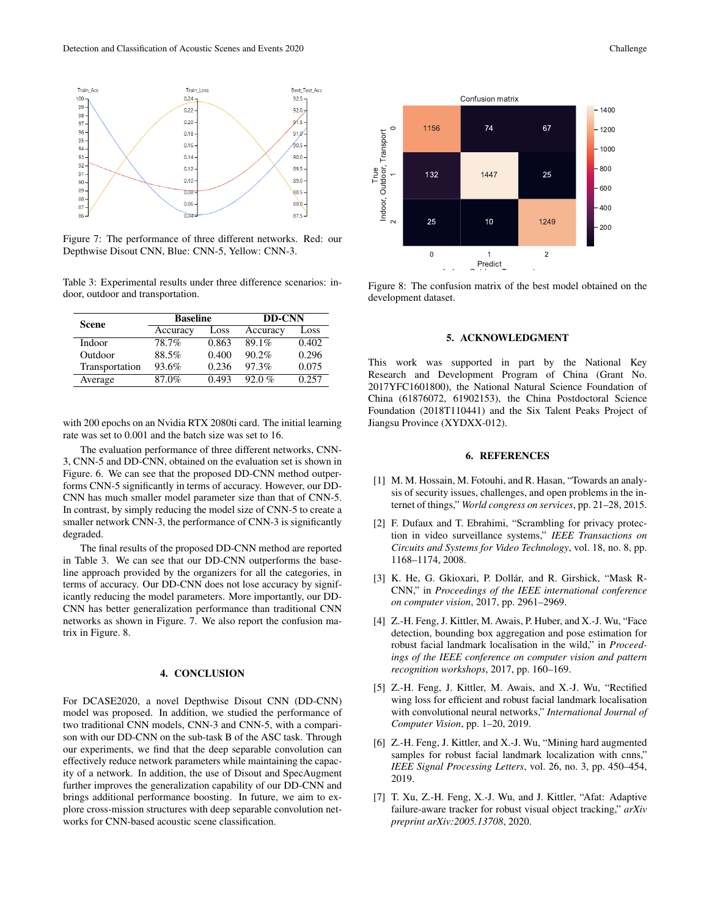Figure 7: The performance of three different networks. Red: our Depthwise Disout CNN, Blue: CNN-5, Yellow: CNN-3.

Table 3: Experimental results under three difference scenarios: indoor, outdoor and transportation.

| Scene | Baseline | | DD-CNN | |
|---|---|---|---|---|
| | Accuracy | Loss | Accuracy | Loss |
| Indoor | 78.7% | 0.863 | 89.1% | 0.402 |
| Outdoor | 88.5% | 0.400 | 90.2% | 0.296 |
| Transportation | 93.6% | 0.236 | 97.3% | 0.075 |
| Average | 87.0% | 0.493 | 92.0 % | 0.257 |

with 200 epochs on an Nvidia RTX 2080ti card. The initial learning rate was set to 0.001 and the batch size was set to 16.

The evaluation performance of three different networks, CNN-3, CNN-5 and DD-CNN, obtained on the evaluation set is shown in Figure. 6. We can see that the proposed DD-CNN method outperforms CNN-5 significantly in terms of accuracy. However, our DD-CNN has much smaller model parameter size than that of CNN-5. In contrast, by simply reducing the model size of CNN-5 to create a smaller network CNN-3, the performance of CNN-3 is significantly degraded.

The final results of the proposed DD-CNN method are reported in Table 3. We can see that our DD-CNN outperforms the baseline approach provided by the organizers for all the categories, in terms of accuracy. Our DD-CNN does not lose accuracy by significantly reducing the model parameters. More importantly, our DD-CNN has better generalization performance than traditional CNN networks as shown in Figure. 7. We also report the confusion matrix in Figure. 8.

## 4. CONCLUSION

For DCASE2020, a novel Depthwise Disout CNN (DD-CNN) model was proposed. In addition, we studied the performance of two traditional CNN models, CNN-3 and CNN-5, with a comparison with our DD-CNN on the sub-task B of the ASC task. Through our experiments, we find that the deep separable convolution can effectively reduce network parameters while maintaining the capacity of a network. In addition, the use of Disout and SpecAugment further improves the generalization capability of our DD-CNN and brings additional performance boosting. In future, we aim to explore cross-mission structures with deep separable convolution networks for CNN-based acoustic scene classification.

Figure 8: The confusion matrix of the best model obtained on the development dataset.

## 5. ACKNOWLEDGMENT

This work was supported in part by the National Key Research and Development Program of China (Grant No. 2017YFC1601800), the National Natural Science Foundation of China (61876072, 61902153), the China Postdoctoral Science Foundation (2018T110441) and the Six Talent Peaks Project of Jiangsu Province (XYDXX-012).

## 6. REFERENCES

[1] M. M. Hossain, M. Fotouhi, and R. Hasan, "Towards an analysis of security issues, challenges, and open problems in the internet of things," *World congress on services*, pp. 21–28, 2015.

[2] F. Dufaux and T. Ebrahimi, "Scrambling for privacy protection in video surveillance systems," *IEEE Transactions on Circuits and Systems for Video Technology*, vol. 18, no. 8, pp. 1168–1174, 2008.

[3] K. He, G. Gkioxari, P. Dollár, and R. Girshick, "Mask R-CNN," in *Proceedings of the IEEE international conference on computer vision*, 2017, pp. 2961–2969.

[4] Z.-H. Feng, J. Kittler, M. Awais, P. Huber, and X.-J. Wu, "Face detection, bounding box aggregation and pose estimation for robust facial landmark localisation in the wild," in *Proceedings of the IEEE conference on computer vision and pattern recognition workshops*, 2017, pp. 160–169.

[5] Z.-H. Feng, J. Kittler, M. Awais, and X.-J. Wu, "Rectified wing loss for efficient and robust facial landmark localisation with convolutional neural networks," *International Journal of Computer Vision*, pp. 1–20, 2019.

[6] Z.-H. Feng, J. Kittler, and X.-J. Wu, "Mining hard augmented samples for robust facial landmark localization with cnns," *IEEE Signal Processing Letters*, vol. 26, no. 3, pp. 450–454, 2019.

[7] T. Xu, Z.-H. Feng, X.-J. Wu, and J. Kittler, "Afat: Adaptive failure-aware tracker for robust visual object tracking," *arXiv preprint arXiv:2005.13708*, 2020.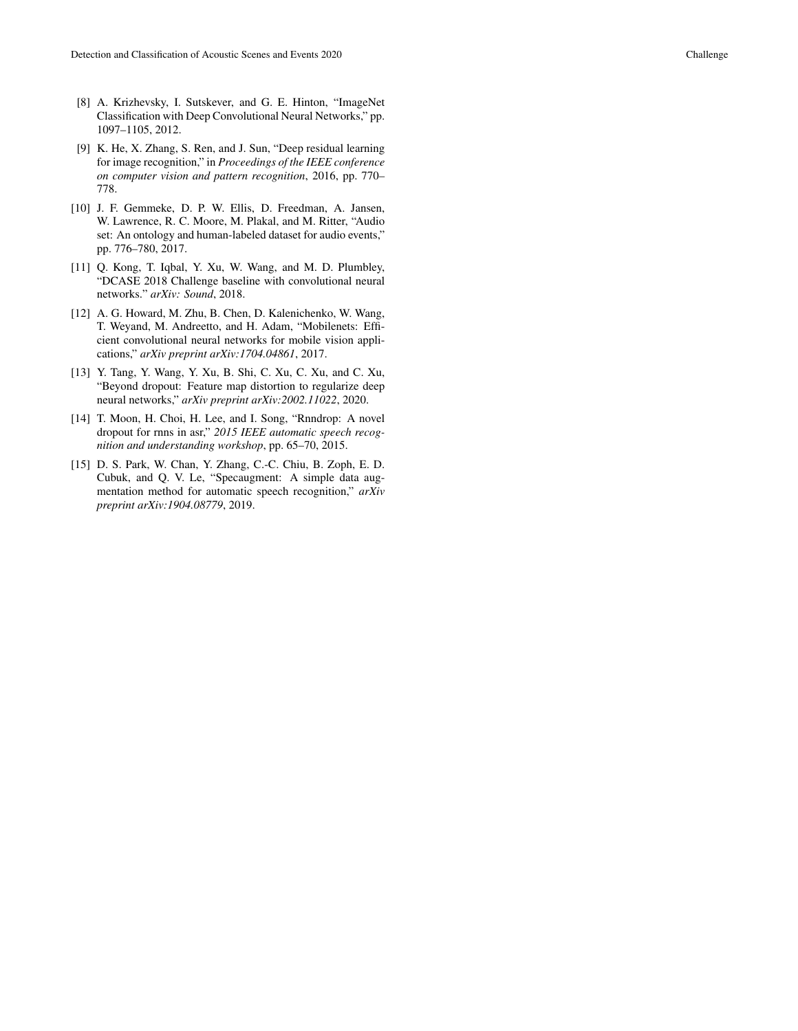[8] A. Krizhevsky, I. Sutskever, and G. E. Hinton, "ImageNet Classification with Deep Convolutional Neural Networks," pp. 1097–1105, 2012.

[9] K. He, X. Zhang, S. Ren, and J. Sun, "Deep residual learning for image recognition," in *Proceedings of the IEEE conference on computer vision and pattern recognition*, 2016, pp. 770–778.

[10] J. F. Gemmeke, D. P. W. Ellis, D. Freedman, A. Jansen, W. Lawrence, R. C. Moore, M. Plakal, and M. Ritter, "Audio set: An ontology and human-labeled dataset for audio events," pp. 776–780, 2017.

[11] Q. Kong, T. Iqbal, Y. Xu, W. Wang, and M. D. Plumbley, "DCASE 2018 Challenge baseline with convolutional neural networks." *arXiv: Sound*, 2018.

[12] A. G. Howard, M. Zhu, B. Chen, D. Kalenichenko, W. Wang, T. Weyand, M. Andreetto, and H. Adam, "Mobilenets: Efficient convolutional neural networks for mobile vision applications," *arXiv preprint arXiv:1704.04861*, 2017.

[13] Y. Tang, Y. Wang, Y. Xu, B. Shi, C. Xu, C. Xu, and C. Xu, "Beyond dropout: Feature map distortion to regularize deep neural networks," *arXiv preprint arXiv:2002.11022*, 2020.

[14] T. Moon, H. Choi, H. Lee, and I. Song, "Rnndrop: A novel dropout for rnns in asr," *2015 IEEE automatic speech recognition and understanding workshop*, pp. 65–70, 2015.

[15] D. S. Park, W. Chan, Y. Zhang, C.-C. Chiu, B. Zoph, E. D. Cubuk, and Q. V. Le, "Specaugment: A simple data augmentation method for automatic speech recognition," *arXiv preprint arXiv:1904.08779*, 2019.